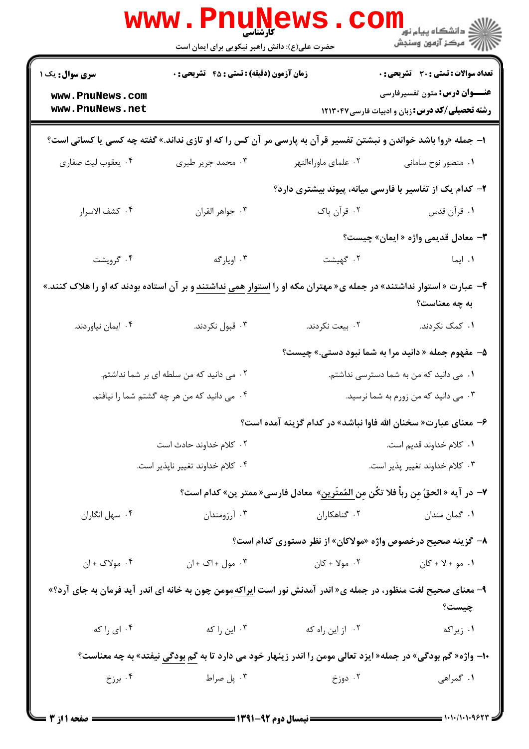**کارشناسی**

حضرت علی(ع): دانش راهبر نیکویی برای ایمان است

دانشگاه پیام نور
مرکز آزمون وسنجش

| **سری سوال:** یک ۱ | **زمان آزمون (دقیقه) : تستی : ۴۵ تشریحی : ۰** | **تعداد سوالات : تستی : ۳۰ تشریحی : ۰** |
|---|---|---|
| | | **عنـــوان درس:** متون تفسیرفارسی |
| | | **رشته تحصیلی/کد درس:** زبان و ادبیات فارسی ۱۲۱۳۰۴۷ |

۱- جمله «روا باشد خواندن و نبشتن تفسیر قرآن به پارسی مر آن کس را که او تازی نداند.» گفته چه کسی یا کسانی است؟

۱. منصور نوح سامانی ۲. علمای ماوراءالنهر ۳. محمد جریر طبری ۴. یعقوب لیث صفاری

۲- کدام یک از تفاسیر با فارسی میانه، پیوند بیشتری دارد؟

۱. قرآن قدس ۲. قرآن پاک ۳. جواهر القران ۴. کشف الاسرار

۳- معادل قدیمی واژه « ایمان» چیست؟

۱. ایما ۲. گهیشت ۳. اویارگه ۴. گرویشت

۴- عبارت « استوار نداشتند» در جمله ی« مهتران مکه او را استوار همی نداشتند و بر آن استاده بودند که او را هلاک کنند.» به چه معناست؟

۱. کمک نکردند. ۲. بیعت نکردند. ۳. قبول نکردند. ۴. ایمان نیاوردند.

۵- مفهوم جمله « دانید مرا به شما نبود دستی.» چیست؟

۱. می دانید که من به شما دسترسی نداشتم. ۲. می دانید که من سلطه ای بر شما نداشتم.
۳. می دانید که من زورم به شما نرسید. ۴. می دانید که من هر چه گشتم شما را نیافتم.

۶- معنای عبارت« سخنان الله فاوا نباشد» در کدام گزینه آمده است؟

۱. کلام خداوند قدیم است. ۲. کلام خداوند حادث است
۳. کلام خداوند تغییر پذیر است. ۴. کلام خداوند تغییر ناپذیر است.

۷- در آیه « الحقُ مِن رباً فلا تکُن مِن المُمتَرین» معادل فارسی« ممتر ین» کدام است؟

۱. گمان مندان ۲. گناهکاران ۳. آرزومندان ۴. سهل انگاران

۸- گزینه صحیح درخصوص واژه «مولاکان» از نظر دستوری کدام است؟

۱. مو + لا + کان ۲. مولا + کان ۳. مول + اک + ان ۴. مولاک + ان

۹- معنای صحیح لغت منظور، در جمله ی« اندر آمدنش نور است ایراکه مومن چون به خانه ای اندر آید فرمان به جای آرد؟» چیست؟

۱. زیراکه ۲. از این راه که ۳. این را که ۴. ای را که

۱۰- واژه« گم بودگی» در جمله« ایزد تعالی مومن را اندر زینهار خود می دارد تا به گم بودگی نیفتد» به چه معناست؟

۱. گمراهی ۲. دوزخ ۳. پل صراط ۴. برزخ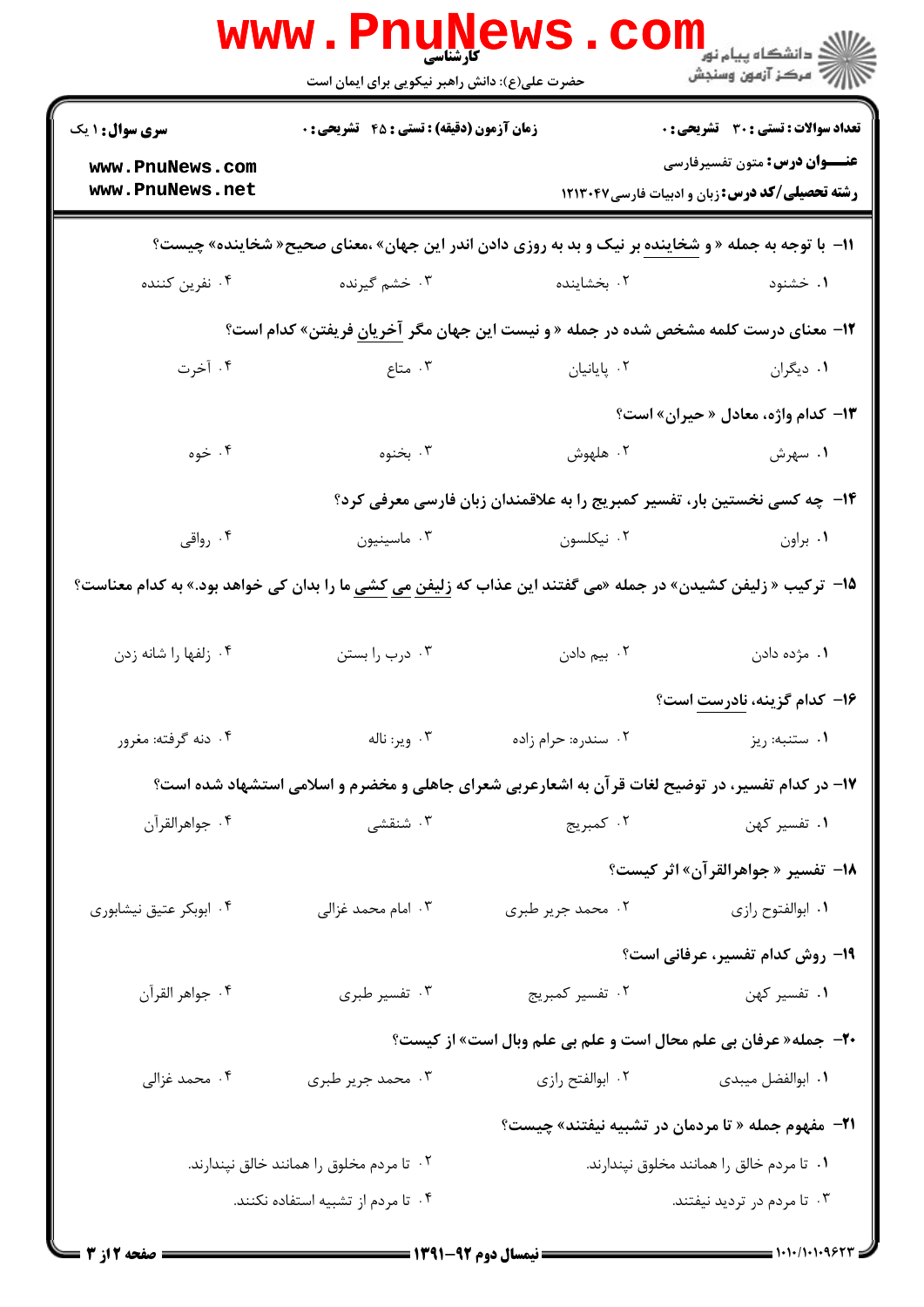**سری سوال:** ۱ یک | **زمان آزمون (دقیقه):** تستی: ۴۵ تشریحی: ۰ | **تعداد سوالات:** تستی: ۳۰ تشریحی: ۰

**عنـــوان درس:** متون تفسیرفارسی

**رشته تحصیلی/کد درس:** زبان و ادبیات فارسی ۱۲۱۳۰۴۷

۱۱- با توجه به جمله « و شخاینده بر نیک و بد به روزی دادن اندر این جهان» ،معنای صحیح« شخاینده» چیست؟

۱. خشنود
۲. بخشاینده
۳. خشم گیرنده
۴. نفرین کننده

۱۲- معنای درست کلمه مشخص شده در جمله « و نیست این جهان مگر آخریان فریفتن» کدام است؟

۱. دیگران
۲. پایانیان
۳. متاع
۴. آخرت

۱۳- کدام واژه، معادل « حیران» است؟

۱. سهرش
۲. هلهوش
۳. بخنوه
۴. خوه

۱۴- چه کسی نخستین بار، تفسیر کمبریج را به علاقمندان زبان فارسی معرفی کرد؟

۱. براون
۲. نیکلسون
۳. ماسینیون
۴. رواقی

۱۵- ترکیب « زلیفن کشیدن» در جمله «می گفتند این عذاب که زلیفن می کشی ما را بدان کی خواهد بود.» به کدام معناست؟

۱. مژده دادن
۲. بیم دادن
۳. درب را بستن
۴. زلفها را شانه زدن

۱۶- کدام گزینه، نادرست است؟

۱. ستنبه: ریز
۲. سندره: حرام زاده
۳. ویر: ناله
۴. دنه گرفته: مغرور

۱۷- در کدام تفسیر، در توضیح لغات قرآن به اشعارعربی شعرای جاهلی و مخضرم و اسلامی استشهاد شده است؟

۱. تفسیر کهن
۲. کمبریج
۳. شنقشی
۴. جواهرالقرآن

۱۸- تفسیر « جواهرالقرآن» اثر کیست؟

۱. ابوالفتوح رازی
۲. محمد جریر طبری
۳. امام محمد غزالی
۴. ابوبکر عتیق نیشابوری

۱۹- روش کدام تفسیر، عرفانی است؟

۱. تفسیر کهن
۲. تفسیر کمبریج
۳. تفسیر طبری
۴. جواهر القرآن

۲۰- جمله« عرفان بی علم محال است و علم بی علم وبال است» از کیست؟

۱. ابوالفضل میبدی
۲. ابوالفتح رازی
۳. محمد جریر طبری
۴. محمد غزالی

۲۱- مفهوم جمله « تا مردمان در تشبیه نیفتند» چیست؟

۱. تا مردم خالق را همانند مخلوق نپندارند.
۲. تا مردم مخلوق را همانند خالق نپندارند.
۳. تا مردم در تردید نیفتند.
۴. تا مردم از تشبیه استفاده نکنند.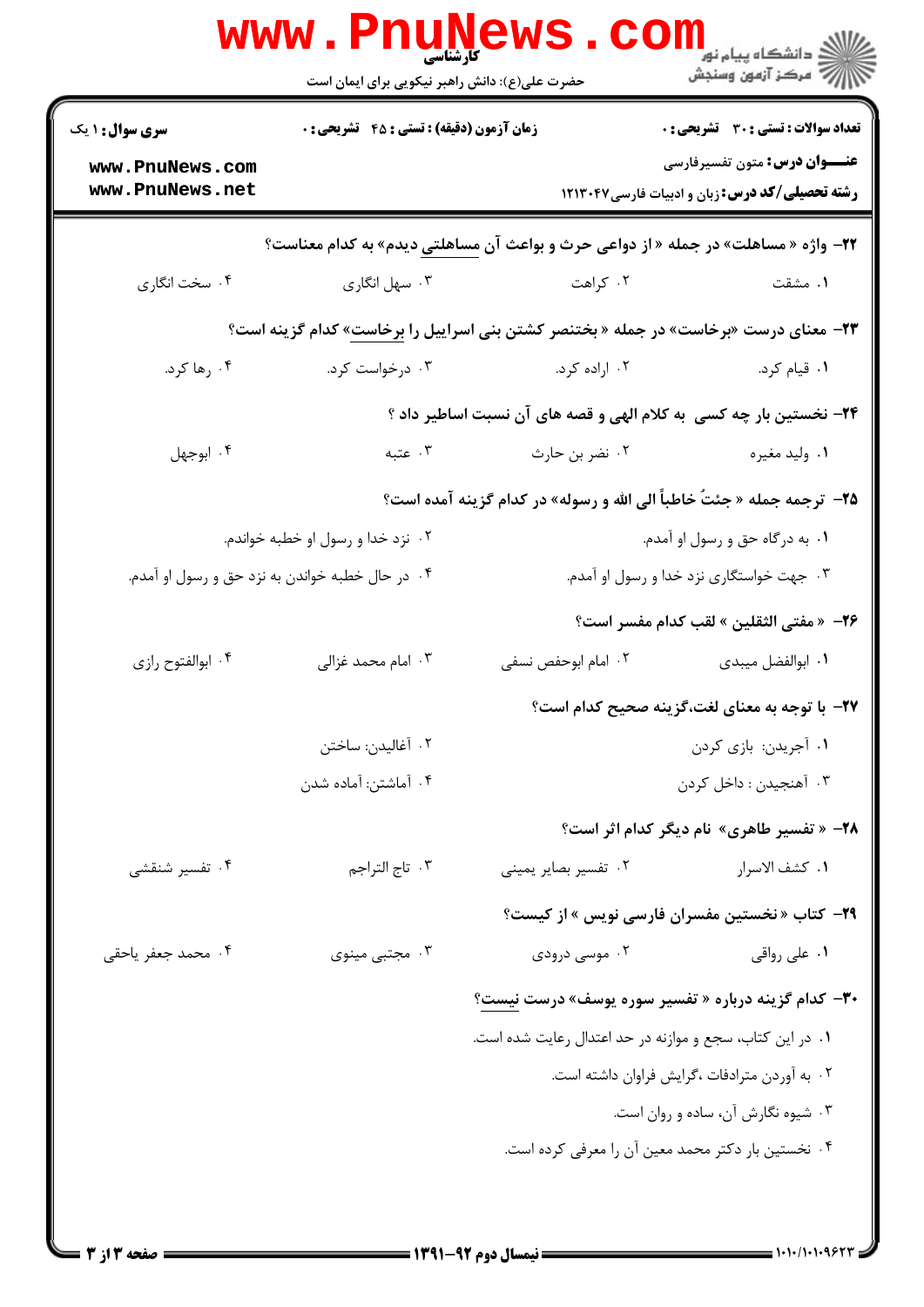**سری سوال:** ۱ یک | **زمان آزمون (دقیقه) : تستی :** ۴۵ **تشریحی :** ۰ | **تعداد سوالات : تستی :** ۳۰ **تشریحی :** ۰

**عنـــوان درس:** متون تفسیرفارسی

**رشته تحصیلی/کد درس:** زبان و ادبیات فارسی ۱۲۱۳۰۴۷

۲۲- واژه « مساهلت» در جمله « از دواعی حرث و بواعث آن مساهلتی دیدم» به کدام معناست؟

۱. مشقت
۲. کراهت
۳. سهل انگاری
۴. سخت انگاری

۲۳- معنای درست «برخاست» در جمله « بختنصر کشتن بنی اسراییل را برخاست» کدام گزینه است؟

۱. قیام کرد.
۲. اراده کرد.
۳. درخواست کرد.
۴. رها کرد.

۲۴- نخستین بار چه کسی به کلام الهی و قصه های آن نسبت اساطیر داد ؟

۱. ولید مغیره
۲. نضر بن حارث
۳. عتبه
۴. ابوجهل

۲۵- ترجمه جمله « جئتُ خاطباً الی الله و رسوله» در کدام گزینه آمده است؟

۱. به درگاه حق و رسول او آمدم.
۲. نزد خدا و رسول او خطبه خواندم.
۳. جهت خواستگاری نزد خدا و رسول او آمدم.
۴. در حال خطبه خواندن به نزد حق و رسول او آمدم.

۲۶- « مفتی الثقلین » لقب کدام مفسر است؟

۱. ابوالفضل میبدی
۲. امام ابوحفص نسفی
۳. امام محمد غزالی
۴. ابوالفتوح رازی

۲۷- با توجه به معنای لغت،گزینه صحیح کدام است؟

۱. آجریدن: بازی کردن
۲. آغالیدن: ساختن
۳. آهنجیدن : داخل کردن
۴. آماشتن: آماده شدن

۲۸- « تفسیر طاهری» نام دیگر کدام اثر است؟

۱. کشف الاسرار
۲. تفسیر بصایر یمینی
۳. تاج التراجم
۴. تفسیر شنقشی

۲۹- کتاب « نخستین مفسران فارسی نویس » از کیست؟

۱. علی رواقی
۲. موسی درودی
۳. مجتبی مینوی
۴. محمد جعفر یاحقی

۳۰- کدام گزینه درباره « تفسیر سوره یوسف» درست نیست؟

۱. در این کتاب، سجع و موازنه در حد اعتدال رعایت شده است.
۲. به آوردن مترادفات ،گرایش فراوان داشته است.
۳. شیوه نگارش آن، ساده و روان است.
۴. نخستین بار دکتر محمد معین آن را معرفی کرده است.